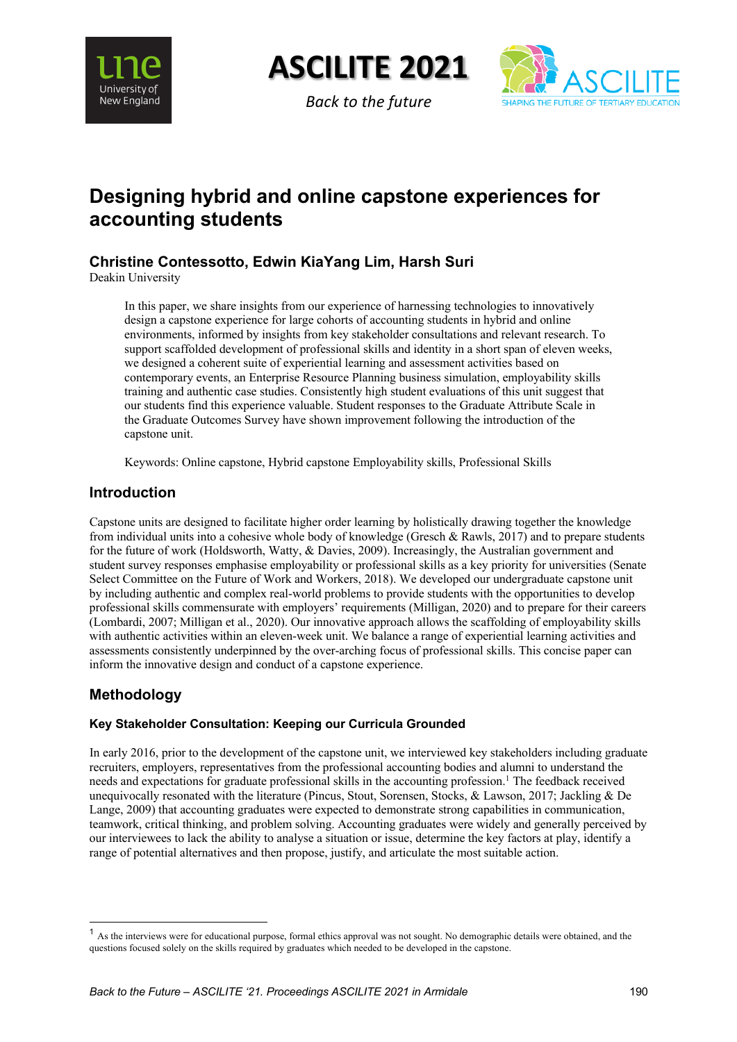# Designing hybrid and online capstone experiences for accounting students

**Christine Contessotto, Edwin KiaYang Lim, Harsh Suri**
Deakin University

In this paper, we share insights from our experience of harnessing technologies to innovatively design a capstone experience for large cohorts of accounting students in hybrid and online environments, informed by insights from key stakeholder consultations and relevant research. To support scaffolded development of professional skills and identity in a short span of eleven weeks, we designed a coherent suite of experiential learning and assessment activities based on contemporary events, an Enterprise Resource Planning business simulation, employability skills training and authentic case studies. Consistently high student evaluations of this unit suggest that our students find this experience valuable. Student responses to the Graduate Attribute Scale in the Graduate Outcomes Survey have shown improvement following the introduction of the capstone unit.

Keywords: Online capstone, Hybrid capstone Employability skills, Professional Skills

## Introduction

Capstone units are designed to facilitate higher order learning by holistically drawing together the knowledge from individual units into a cohesive whole body of knowledge (Gresch & Rawls, 2017) and to prepare students for the future of work (Holdsworth, Watty, & Davies, 2009). Increasingly, the Australian government and student survey responses emphasise employability or professional skills as a key priority for universities (Senate Select Committee on the Future of Work and Workers, 2018). We developed our undergraduate capstone unit by including authentic and complex real-world problems to provide students with the opportunities to develop professional skills commensurate with employers' requirements (Milligan, 2020) and to prepare for their careers (Lombardi, 2007; Milligan et al., 2020). Our innovative approach allows the scaffolding of employability skills with authentic activities within an eleven-week unit. We balance a range of experiential learning activities and assessments consistently underpinned by the over-arching focus of professional skills. This concise paper can inform the innovative design and conduct of a capstone experience.

## Methodology

### Key Stakeholder Consultation: Keeping our Curricula Grounded

In early 2016, prior to the development of the capstone unit, we interviewed key stakeholders including graduate recruiters, employers, representatives from the professional accounting bodies and alumni to understand the needs and expectations for graduate professional skills in the accounting profession.[1] The feedback received unequivocally resonated with the literature (Pincus, Stout, Sorensen, Stocks, & Lawson, 2017; Jackling & De Lange, 2009) that accounting graduates were expected to demonstrate strong capabilities in communication, teamwork, critical thinking, and problem solving. Accounting graduates were widely and generally perceived by our interviewees to lack the ability to analyse a situation or issue, determine the key factors at play, identify a range of potential alternatives and then propose, justify, and articulate the most suitable action.

[1] As the interviews were for educational purpose, formal ethics approval was not sought. No demographic details were obtained, and the questions focused solely on the skills required by graduates which needed to be developed in the capstone.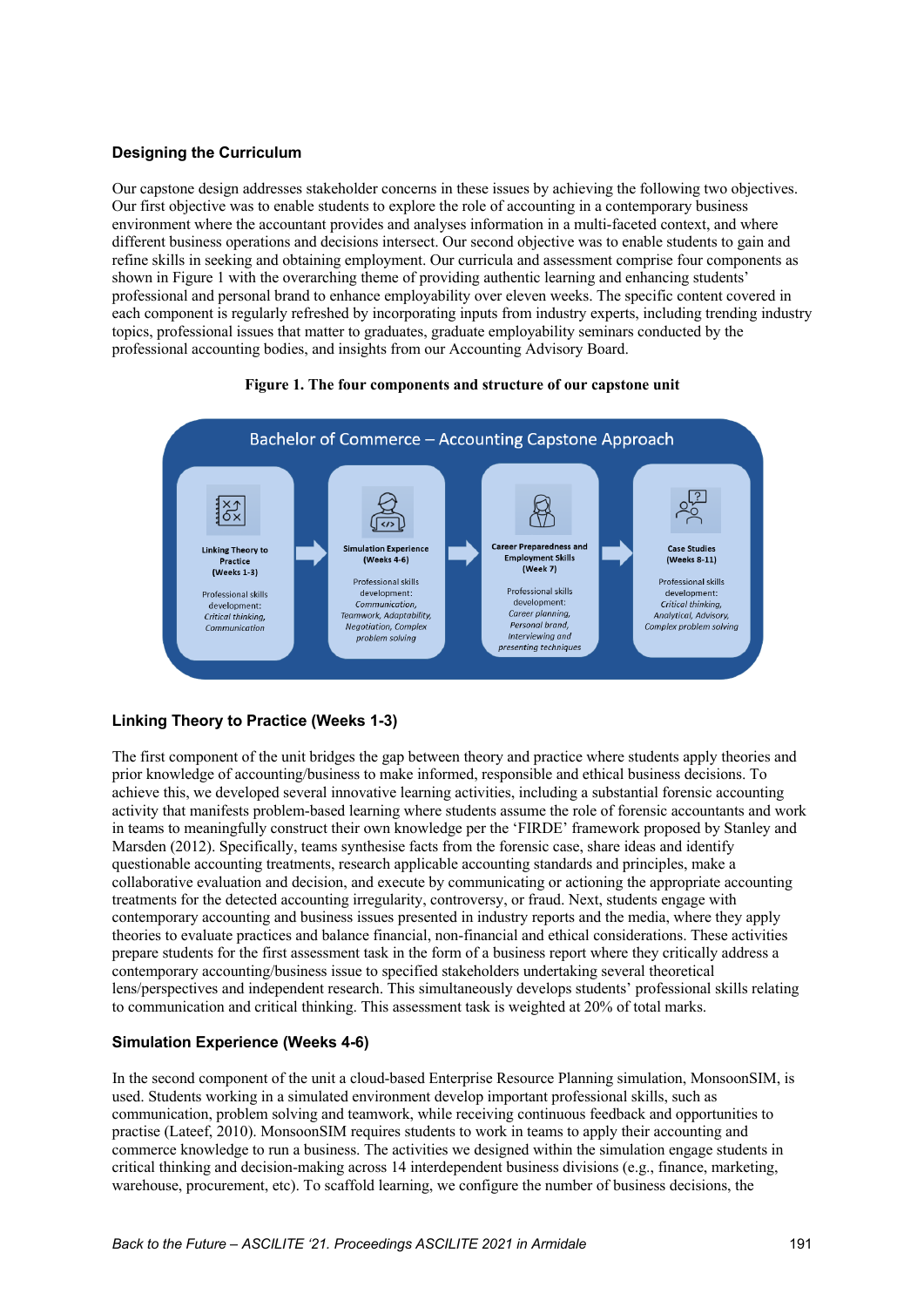### Designing the Curriculum

Our capstone design addresses stakeholder concerns in these issues by achieving the following two objectives. Our first objective was to enable students to explore the role of accounting in a contemporary business environment where the accountant provides and analyses information in a multi-faceted context, and where different business operations and decisions intersect. Our second objective was to enable students to gain and refine skills in seeking and obtaining employment. Our curricula and assessment comprise four components as shown in Figure 1 with the overarching theme of providing authentic learning and enhancing students' professional and personal brand to enhance employability over eleven weeks. The specific content covered in each component is regularly refreshed by incorporating inputs from industry experts, including trending industry topics, professional issues that matter to graduates, graduate employability seminars conducted by the professional accounting bodies, and insights from our Accounting Advisory Board.

**Figure 1. The four components and structure of our capstone unit**

Bachelor of Commerce – Accounting Capstone Approach

**Linking Theory to Practice (Weeks 1-3)** — Professional skills development: *Critical thinking, Communication*

**Simulation Experience (Weeks 4-6)** — Professional skills development: *Communication, Teamwork, Adaptability, Negotiation, Complex problem solving*

**Career Preparedness and Employment Skills (Week 7)** — Professional skills development: *Career planning, Personal brand, Interviewing and presenting techniques*

**Case Studies (Weeks 8-11)** — Professional skills development: *Critical thinking, Analytical, Advisory, Complex problem solving*

### Linking Theory to Practice (Weeks 1-3)

The first component of the unit bridges the gap between theory and practice where students apply theories and prior knowledge of accounting/business to make informed, responsible and ethical business decisions. To achieve this, we developed several innovative learning activities, including a substantial forensic accounting activity that manifests problem-based learning where students assume the role of forensic accountants and work in teams to meaningfully construct their own knowledge per the 'FIRDE' framework proposed by Stanley and Marsden (2012). Specifically, teams synthesise facts from the forensic case, share ideas and identify questionable accounting treatments, research applicable accounting standards and principles, make a collaborative evaluation and decision, and execute by communicating or actioning the appropriate accounting treatments for the detected accounting irregularity, controversy, or fraud. Next, students engage with contemporary accounting and business issues presented in industry reports and the media, where they apply theories to evaluate practices and balance financial, non-financial and ethical considerations. These activities prepare students for the first assessment task in the form of a business report where they critically address a contemporary accounting/business issue to specified stakeholders undertaking several theoretical lens/perspectives and independent research. This simultaneously develops students' professional skills relating to communication and critical thinking. This assessment task is weighted at 20% of total marks.

### Simulation Experience (Weeks 4-6)

In the second component of the unit a cloud-based Enterprise Resource Planning simulation, MonsoonSIM, is used. Students working in a simulated environment develop important professional skills, such as communication, problem solving and teamwork, while receiving continuous feedback and opportunities to practise (Lateef, 2010). MonsoonSIM requires students to work in teams to apply their accounting and commerce knowledge to run a business. The activities we designed within the simulation engage students in critical thinking and decision-making across 14 interdependent business divisions (e.g., finance, marketing, warehouse, procurement, etc). To scaffold learning, we configure the number of business decisions, the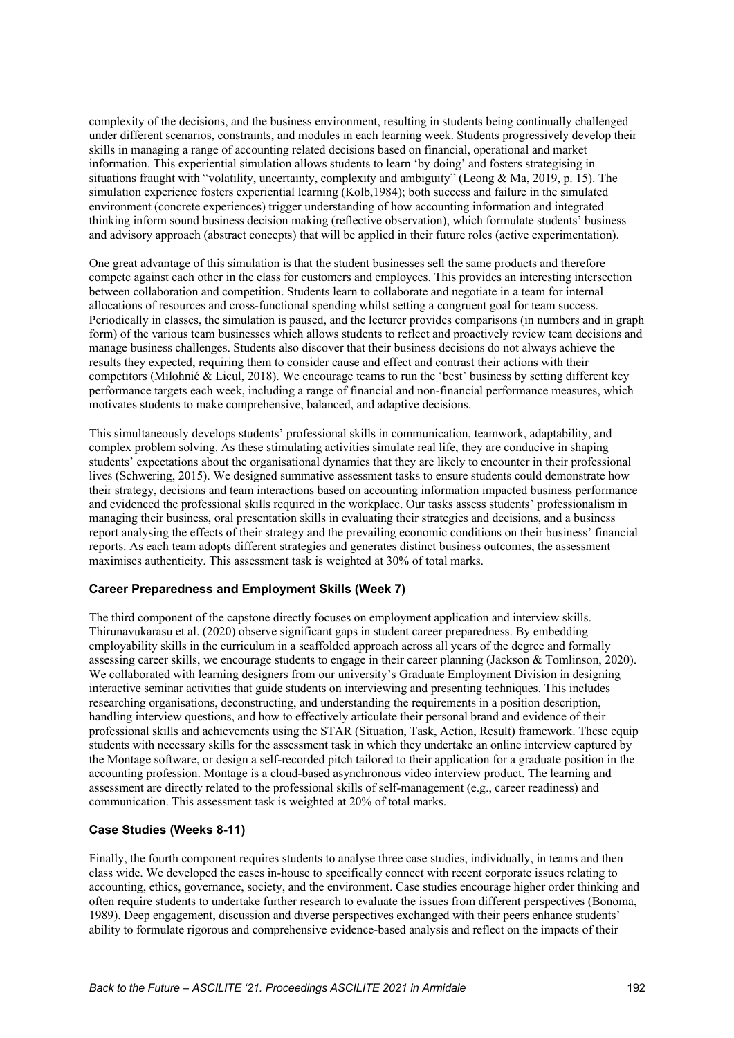complexity of the decisions, and the business environment, resulting in students being continually challenged under different scenarios, constraints, and modules in each learning week. Students progressively develop their skills in managing a range of accounting related decisions based on financial, operational and market information. This experiential simulation allows students to learn 'by doing' and fosters strategising in situations fraught with "volatility, uncertainty, complexity and ambiguity" (Leong & Ma, 2019, p. 15). The simulation experience fosters experiential learning (Kolb,1984); both success and failure in the simulated environment (concrete experiences) trigger understanding of how accounting information and integrated thinking inform sound business decision making (reflective observation), which formulate students' business and advisory approach (abstract concepts) that will be applied in their future roles (active experimentation).

One great advantage of this simulation is that the student businesses sell the same products and therefore compete against each other in the class for customers and employees. This provides an interesting intersection between collaboration and competition. Students learn to collaborate and negotiate in a team for internal allocations of resources and cross-functional spending whilst setting a congruent goal for team success. Periodically in classes, the simulation is paused, and the lecturer provides comparisons (in numbers and in graph form) of the various team businesses which allows students to reflect and proactively review team decisions and manage business challenges. Students also discover that their business decisions do not always achieve the results they expected, requiring them to consider cause and effect and contrast their actions with their competitors (Milohnić & Licul, 2018). We encourage teams to run the 'best' business by setting different key performance targets each week, including a range of financial and non-financial performance measures, which motivates students to make comprehensive, balanced, and adaptive decisions.

This simultaneously develops students' professional skills in communication, teamwork, adaptability, and complex problem solving. As these stimulating activities simulate real life, they are conducive in shaping students' expectations about the organisational dynamics that they are likely to encounter in their professional lives (Schwering, 2015). We designed summative assessment tasks to ensure students could demonstrate how their strategy, decisions and team interactions based on accounting information impacted business performance and evidenced the professional skills required in the workplace. Our tasks assess students' professionalism in managing their business, oral presentation skills in evaluating their strategies and decisions, and a business report analysing the effects of their strategy and the prevailing economic conditions on their business' financial reports. As each team adopts different strategies and generates distinct business outcomes, the assessment maximises authenticity. This assessment task is weighted at 30% of total marks.

### Career Preparedness and Employment Skills (Week 7)

The third component of the capstone directly focuses on employment application and interview skills. Thirunavukarasu et al. (2020) observe significant gaps in student career preparedness. By embedding employability skills in the curriculum in a scaffolded approach across all years of the degree and formally assessing career skills, we encourage students to engage in their career planning (Jackson & Tomlinson, 2020). We collaborated with learning designers from our university's Graduate Employment Division in designing interactive seminar activities that guide students on interviewing and presenting techniques. This includes researching organisations, deconstructing, and understanding the requirements in a position description, handling interview questions, and how to effectively articulate their personal brand and evidence of their professional skills and achievements using the STAR (Situation, Task, Action, Result) framework. These equip students with necessary skills for the assessment task in which they undertake an online interview captured by the Montage software, or design a self-recorded pitch tailored to their application for a graduate position in the accounting profession. Montage is a cloud-based asynchronous video interview product. The learning and assessment are directly related to the professional skills of self-management (e.g., career readiness) and communication. This assessment task is weighted at 20% of total marks.

### Case Studies (Weeks 8-11)

Finally, the fourth component requires students to analyse three case studies, individually, in teams and then class wide. We developed the cases in-house to specifically connect with recent corporate issues relating to accounting, ethics, governance, society, and the environment. Case studies encourage higher order thinking and often require students to undertake further research to evaluate the issues from different perspectives (Bonoma, 1989). Deep engagement, discussion and diverse perspectives exchanged with their peers enhance students' ability to formulate rigorous and comprehensive evidence-based analysis and reflect on the impacts of their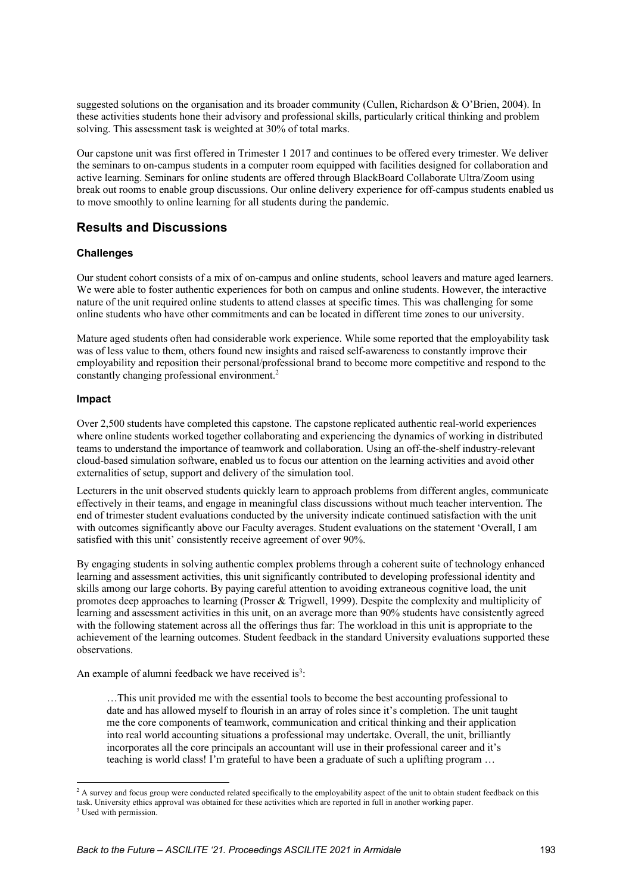suggested solutions on the organisation and its broader community (Cullen, Richardson & O'Brien, 2004). In these activities students hone their advisory and professional skills, particularly critical thinking and problem solving. This assessment task is weighted at 30% of total marks.

Our capstone unit was first offered in Trimester 1 2017 and continues to be offered every trimester. We deliver the seminars to on-campus students in a computer room equipped with facilities designed for collaboration and active learning. Seminars for online students are offered through BlackBoard Collaborate Ultra/Zoom using break out rooms to enable group discussions. Our online delivery experience for off-campus students enabled us to move smoothly to online learning for all students during the pandemic.

## Results and Discussions

### Challenges

Our student cohort consists of a mix of on-campus and online students, school leavers and mature aged learners. We were able to foster authentic experiences for both on campus and online students. However, the interactive nature of the unit required online students to attend classes at specific times. This was challenging for some online students who have other commitments and can be located in different time zones to our university.

Mature aged students often had considerable work experience. While some reported that the employability task was of less value to them, others found new insights and raised self-awareness to constantly improve their employability and reposition their personal/professional brand to become more competitive and respond to the constantly changing professional environment.[2]

### Impact

Over 2,500 students have completed this capstone. The capstone replicated authentic real-world experiences where online students worked together collaborating and experiencing the dynamics of working in distributed teams to understand the importance of teamwork and collaboration. Using an off-the-shelf industry-relevant cloud-based simulation software, enabled us to focus our attention on the learning activities and avoid other externalities of setup, support and delivery of the simulation tool.

Lecturers in the unit observed students quickly learn to approach problems from different angles, communicate effectively in their teams, and engage in meaningful class discussions without much teacher intervention. The end of trimester student evaluations conducted by the university indicate continued satisfaction with the unit with outcomes significantly above our Faculty averages. Student evaluations on the statement 'Overall, I am satisfied with this unit' consistently receive agreement of over 90%.

By engaging students in solving authentic complex problems through a coherent suite of technology enhanced learning and assessment activities, this unit significantly contributed to developing professional identity and skills among our large cohorts. By paying careful attention to avoiding extraneous cognitive load, the unit promotes deep approaches to learning (Prosser & Trigwell, 1999). Despite the complexity and multiplicity of learning and assessment activities in this unit, on an average more than 90% students have consistently agreed with the following statement across all the offerings thus far: The workload in this unit is appropriate to the achievement of the learning outcomes. Student feedback in the standard University evaluations supported these observations.

An example of alumni feedback we have received is[3]:

> …This unit provided me with the essential tools to become the best accounting professional to date and has allowed myself to flourish in an array of roles since it's completion. The unit taught me the core components of teamwork, communication and critical thinking and their application into real world accounting situations a professional may undertake. Overall, the unit, brilliantly incorporates all the core principals an accountant will use in their professional career and it's teaching is world class! I'm grateful to have been a graduate of such a uplifting program …

---

[2] A survey and focus group were conducted related specifically to the employability aspect of the unit to obtain student feedback on this task. University ethics approval was obtained for these activities which are reported in full in another working paper.

[3] Used with permission.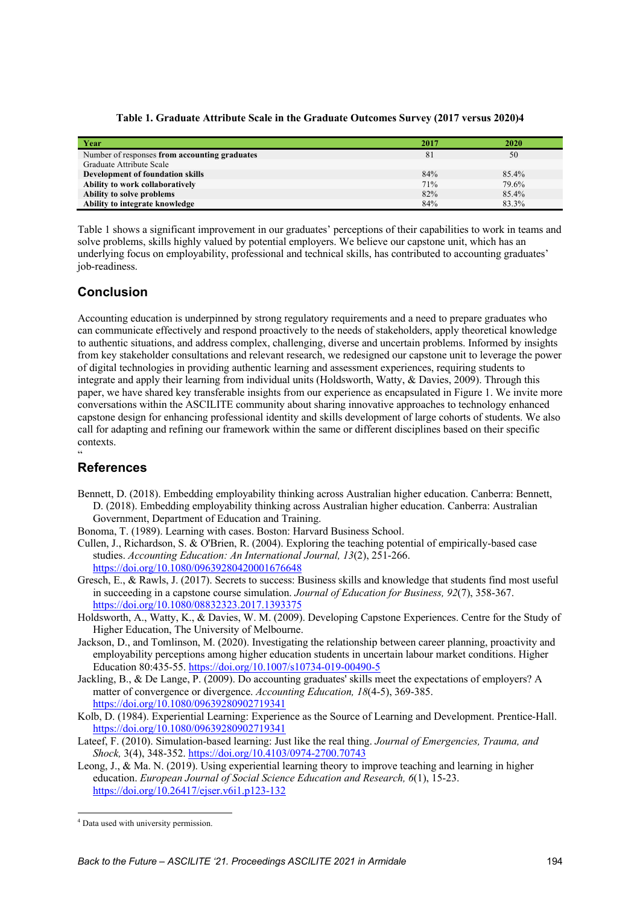**Table 1. Graduate Attribute Scale in the Graduate Outcomes Survey (2017 versus 2020)[4]**

| Year | 2017 | 2020 |
|---|---|---|
| Number of responses **from accounting graduates** | 81 | 50 |
| Graduate Attribute Scale | | |
| **Development of foundation skills** | 84% | 85.4% |
| **Ability to work collaboratively** | 71% | 79.6% |
| **Ability to solve problems** | 82% | 85.4% |
| **Ability to integrate knowledge** | 84% | 83.3% |

Table 1 shows a significant improvement in our graduates' perceptions of their capabilities to work in teams and solve problems, skills highly valued by potential employers. We believe our capstone unit, which has an underlying focus on employability, professional and technical skills, has contributed to accounting graduates' job-readiness.

## Conclusion

Accounting education is underpinned by strong regulatory requirements and a need to prepare graduates who can communicate effectively and respond proactively to the needs of stakeholders, apply theoretical knowledge to authentic situations, and address complex, challenging, diverse and uncertain problems. Informed by insights from key stakeholder consultations and relevant research, we redesigned our capstone unit to leverage the power of digital technologies in providing authentic learning and assessment experiences, requiring students to integrate and apply their learning from individual units (Holdsworth, Watty, & Davies, 2009). Through this paper, we have shared key transferable insights from our experience as encapsulated in Figure 1. We invite more conversations within the ASCILITE community about sharing innovative approaches to technology enhanced capstone design for enhancing professional identity and skills development of large cohorts of students. We also call for adapting and refining our framework within the same or different disciplines based on their specific contexts.
"

## References

Bennett, D. (2018). Embedding employability thinking across Australian higher education. Canberra: Bennett, D. (2018). Embedding employability thinking across Australian higher education. Canberra: Australian Government, Department of Education and Training.

Bonoma, T. (1989). Learning with cases. Boston: Harvard Business School.

Cullen, J., Richardson, S. & O'Brien, R. (2004). Exploring the teaching potential of empirically-based case studies. *Accounting Education: An International Journal, 13*(2), 251-266. https://doi.org/10.1080/09639280420001676648

Gresch, E., & Rawls, J. (2017). Secrets to success: Business skills and knowledge that students find most useful in succeeding in a capstone course simulation. *Journal of Education for Business, 92*(7), 358-367. https://doi.org/10.1080/08832323.2017.1393375

Holdsworth, A., Watty, K., & Davies, W. M. (2009). Developing Capstone Experiences. Centre for the Study of Higher Education, The University of Melbourne.

Jackson, D., and Tomlinson, M. (2020). Investigating the relationship between career planning, proactivity and employability perceptions among higher education students in uncertain labour market conditions. Higher Education 80:435-55. https://doi.org/10.1007/s10734-019-00490-5

Jackling, B., & De Lange, P. (2009). Do accounting graduates' skills meet the expectations of employers? A matter of convergence or divergence. *Accounting Education, 18*(4-5), 369-385. https://doi.org/10.1080/09639280902719341

Kolb, D. (1984). Experiential Learning: Experience as the Source of Learning and Development. Prentice-Hall. https://doi.org/10.1080/09639280902719341

Lateef, F. (2010). Simulation-based learning: Just like the real thing. *Journal of Emergencies, Trauma, and Shock,* 3(4), 348-352. https://doi.org/10.4103/0974-2700.70743

Leong, J., & Ma. N. (2019). Using experiential learning theory to improve teaching and learning in higher education. *European Journal of Social Science Education and Research, 6*(1), 15-23. https://doi.org/10.26417/ejser.v6i1.p123-132

[4] Data used with university permission.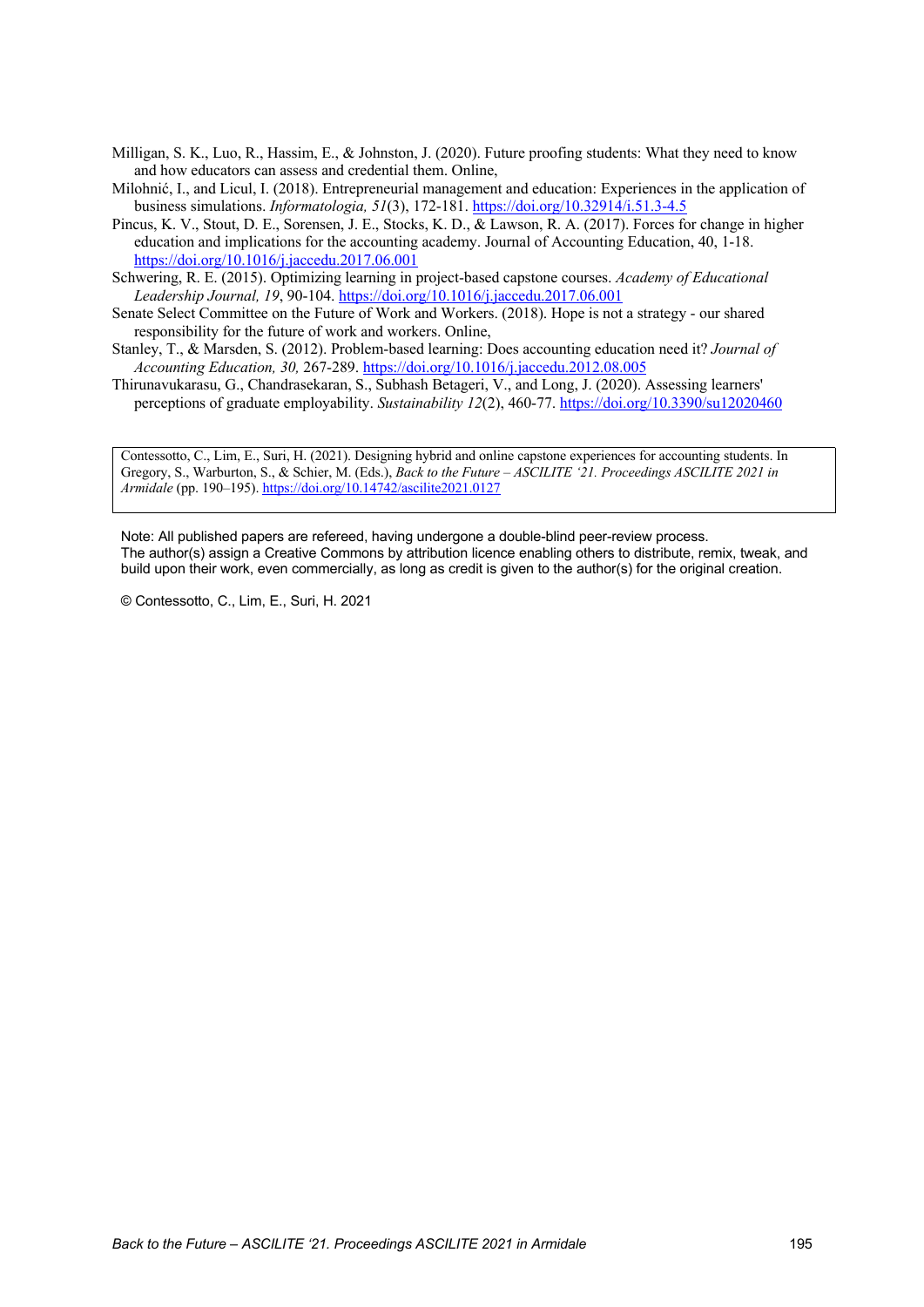Milligan, S. K., Luo, R., Hassim, E., & Johnston, J. (2020). Future proofing students: What they need to know and how educators can assess and credential them. Online,

Milohnić, I., and Licul, I. (2018). Entrepreneurial management and education: Experiences in the application of business simulations. *Informatologia, 51*(3), 172-181. https://doi.org/10.32914/i.51.3-4.5

Pincus, K. V., Stout, D. E., Sorensen, J. E., Stocks, K. D., & Lawson, R. A. (2017). Forces for change in higher education and implications for the accounting academy. Journal of Accounting Education, 40, 1-18. https://doi.org/10.1016/j.jaccedu.2017.06.001

Schwering, R. E. (2015). Optimizing learning in project-based capstone courses. *Academy of Educational Leadership Journal, 19*, 90-104. https://doi.org/10.1016/j.jaccedu.2017.06.001

Senate Select Committee on the Future of Work and Workers. (2018). Hope is not a strategy - our shared responsibility for the future of work and workers. Online,

Stanley, T., & Marsden, S. (2012). Problem-based learning: Does accounting education need it? *Journal of Accounting Education, 30,* 267-289. https://doi.org/10.1016/j.jaccedu.2012.08.005

Thirunavukarasu, G., Chandrasekaran, S., Subhash Betageri, V., and Long, J. (2020). Assessing learners' perceptions of graduate employability. *Sustainability 12*(2), 460-77. https://doi.org/10.3390/su12020460

Contessotto, C., Lim, E., Suri, H. (2021). Designing hybrid and online capstone experiences for accounting students. In Gregory, S., Warburton, S., & Schier, M. (Eds.), *Back to the Future – ASCILITE '21. Proceedings ASCILITE 2021 in Armidale* (pp. 190–195). https://doi.org/10.14742/ascilite2021.0127

Note: All published papers are refereed, having undergone a double-blind peer-review process.
The author(s) assign a Creative Commons by attribution licence enabling others to distribute, remix, tweak, and build upon their work, even commercially, as long as credit is given to the author(s) for the original creation.

© Contessotto, C., Lim, E., Suri, H. 2021